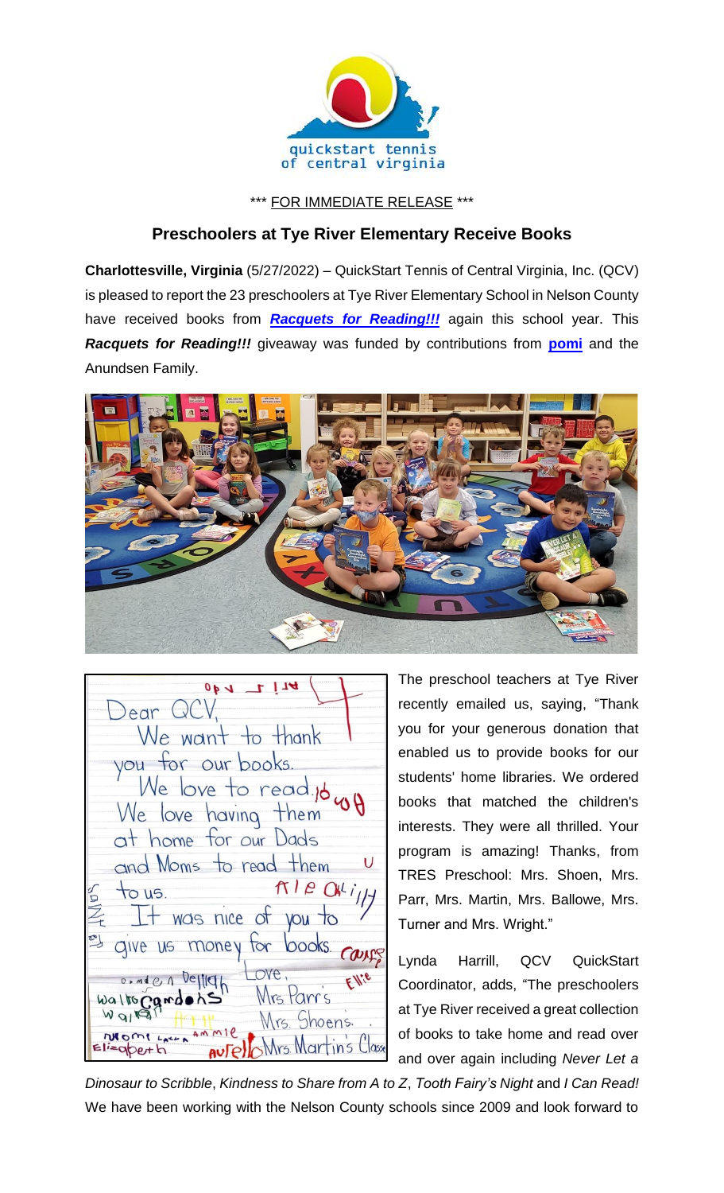\*\*\* FOR IMMEDIATE RELEASE \*\*\*

## Preschoolers at Tye River Elementary Receive Books

**Charlottesville, Virginia** (5/27/2022) – QuickStart Tennis of Central Virginia, Inc. (QCV) is pleased to report the 23 preschoolers at Tye River Elementary School in Nelson County have received books from ***Racquets for Reading!!!*** again this school year. This ***Racquets for Reading!!!*** giveaway was funded by contributions from **pomi** and the Anundsen Family.

The preschool teachers at Tye River recently emailed us, saying, "Thank you for your generous donation that enabled us to provide books for our students' home libraries. We ordered books that matched the children's interests. They were all thrilled. Your program is amazing! Thanks, from TRES Preschool: Mrs. Shoen, Mrs. Parr, Mrs. Martin, Mrs. Ballowe, Mrs. Turner and Mrs. Wright."

Lynda Harrill, QCV QuickStart Coordinator, adds, "The preschoolers at Tye River received a great collection of books to take home and read over and over again including *Never Let a Dinosaur to Scribble*, *Kindness to Share from A to Z*, *Tooth Fairy's Night* and *I Can Read!* We have been working with the Nelson County schools since 2009 and look forward to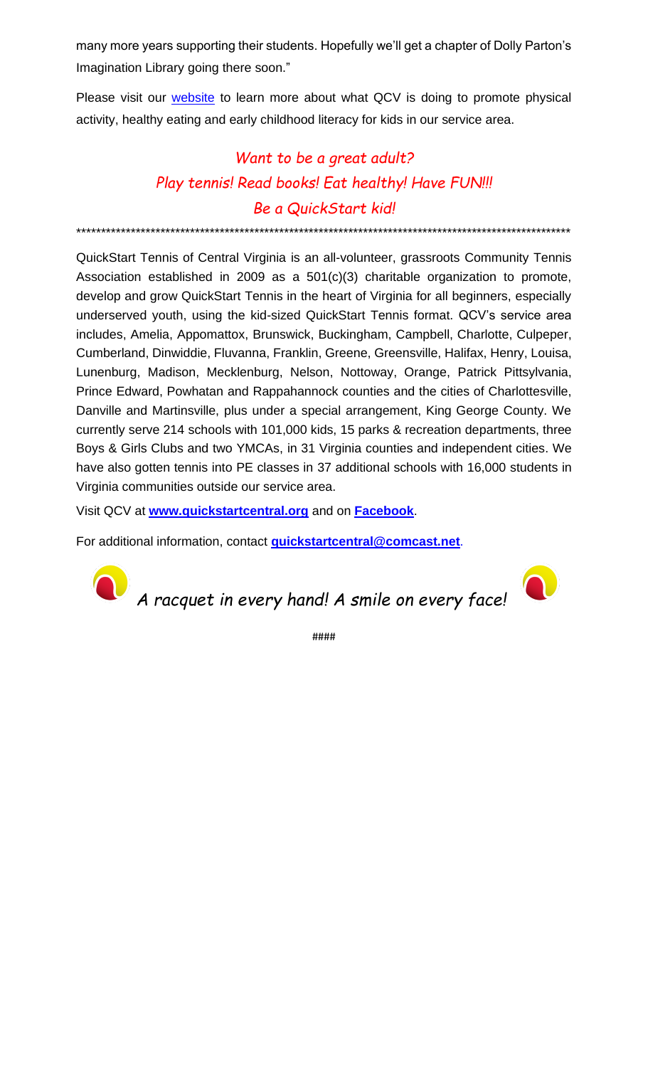many more years supporting their students. Hopefully we'll get a chapter of Dolly Parton's Imagination Library going there soon."

Please visit our website to learn more about what QCV is doing to promote physical activity, healthy eating and early childhood literacy for kids in our service area.

*Want to be a great adult?*
*Play tennis! Read books! Eat healthy! Have FUN!!!*
*Be a QuickStart kid!*

****************************************************************************************************

QuickStart Tennis of Central Virginia is an all-volunteer, grassroots Community Tennis Association established in 2009 as a 501(c)(3) charitable organization to promote, develop and grow QuickStart Tennis in the heart of Virginia for all beginners, especially underserved youth, using the kid-sized QuickStart Tennis format. QCV's service area includes, Amelia, Appomattox, Brunswick, Buckingham, Campbell, Charlotte, Culpeper, Cumberland, Dinwiddie, Fluvanna, Franklin, Greene, Greensville, Halifax, Henry, Louisa, Lunenburg, Madison, Mecklenburg, Nelson, Nottoway, Orange, Patrick Pittsylvania, Prince Edward, Powhatan and Rappahannock counties and the cities of Charlottesville, Danville and Martinsville, plus under a special arrangement, King George County. We currently serve 214 schools with 101,000 kids, 15 parks & recreation departments, three Boys & Girls Clubs and two YMCAs, in 31 Virginia counties and independent cities. We have also gotten tennis into PE classes in 37 additional schools with 16,000 students in Virginia communities outside our service area.

Visit QCV at **www.quickstartcentral.org** and on **Facebook**.

For additional information, contact **quickstartcentral@comcast.net**.

*A racquet in every hand! A smile on every face!*

####